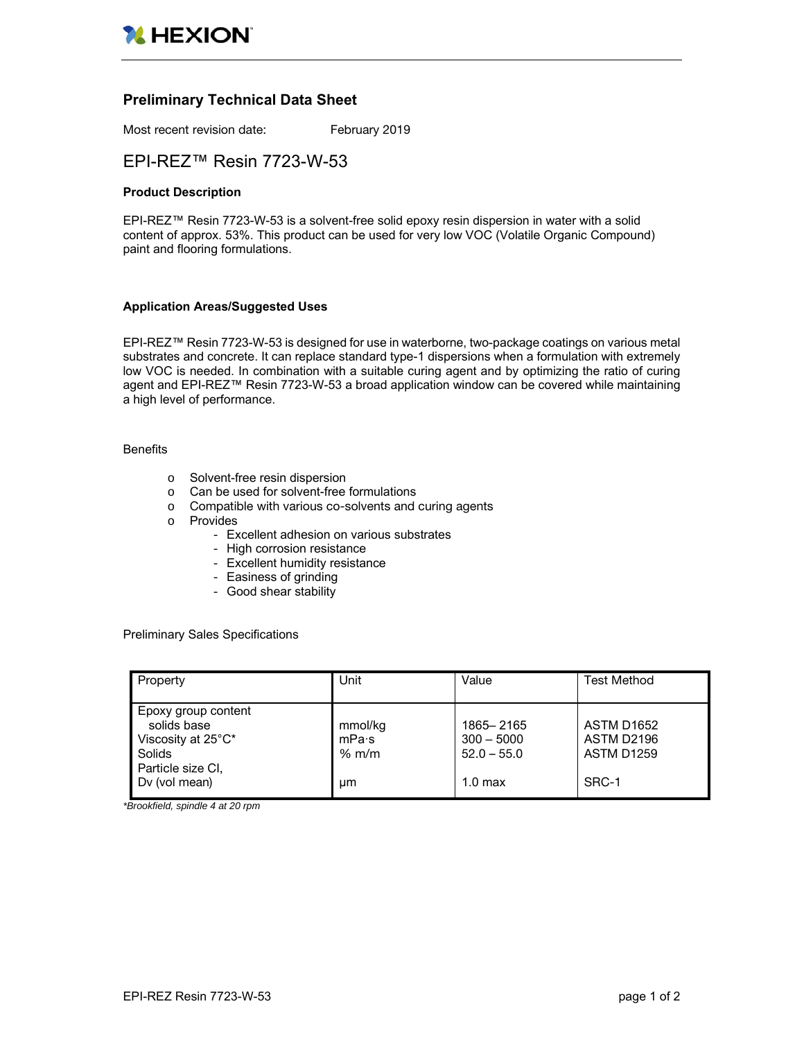## Preliminary Technical Data Sheet

Most recent revision date: February 2019

# EPI-REZ™ Resin 7723-W-53

### Product Description

EPI-REZ™ Resin 7723-W-53 is a solvent-free solid epoxy resin dispersion in water with a solid content of approx. 53%. This product can be used for very low VOC (Volatile Organic Compound) paint and flooring formulations.

### Application Areas/Suggested Uses

EPI-REZ™ Resin 7723-W-53 is designed for use in waterborne, two-package coatings on various metal substrates and concrete. It can replace standard type-1 dispersions when a formulation with extremely low VOC is needed. In combination with a suitable curing agent and by optimizing the ratio of curing agent and EPI-REZ™ Resin 7723-W-53 a broad application window can be covered while maintaining a high level of performance.

Benefits

- Solvent-free resin dispersion
- Can be used for solvent-free formulations
- Compatible with various co-solvents and curing agents
- Provides
  - Excellent adhesion on various substrates
  - High corrosion resistance
  - Excellent humidity resistance
  - Easiness of grinding
  - Good shear stability

Preliminary Sales Specifications

| Property | Unit | Value | Test Method |
|---|---|---|---|
| Epoxy group content solids base | mmol/kg | 1865– 2165 | ASTM D1652 |
| Viscosity at 25°C* | mPa·s | 300 – 5000 | ASTM D2196 |
| Solids | % m/m | 52.0 – 55.0 | ASTM D1259 |
| Particle size CI, Dv (vol mean) | µm | 1.0 max | SRC-1 |

*\*Brookfield, spindle 4 at 20 rpm*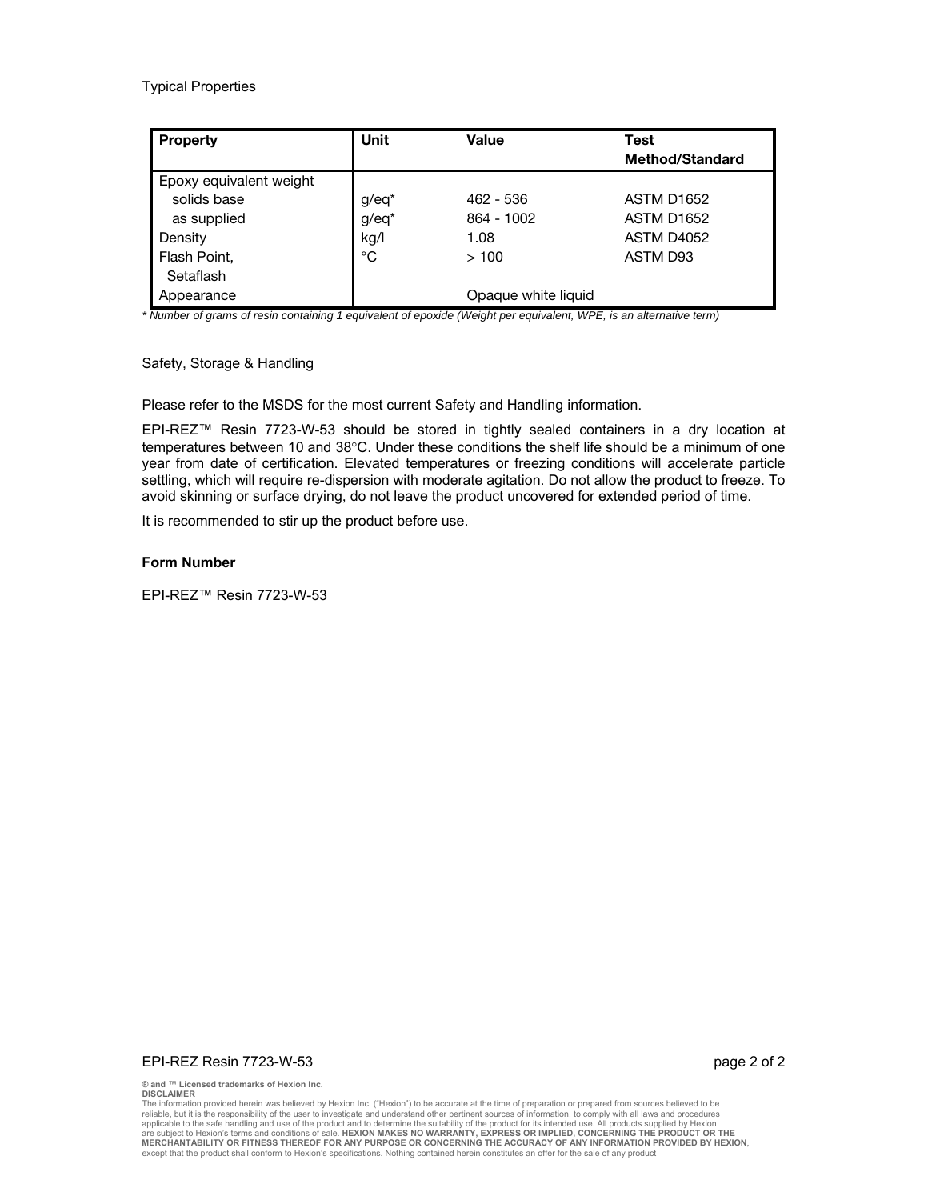Typical Properties

| Property | Unit | Value | Test Method/Standard |
|---|---|---|---|
| Epoxy equivalent weight | | | |
| solids base | g/eq* | 462 - 536 | ASTM D1652 |
| as supplied | g/eq* | 864 - 1002 | ASTM D1652 |
| Density | kg/l | 1.08 | ASTM D4052 |
| Flash Point, Setaflash | °C | > 100 | ASTM D93 |
| Appearance | | Opaque white liquid | |

*\* Number of grams of resin containing 1 equivalent of epoxide (Weight per equivalent, WPE, is an alternative term)*

Safety, Storage & Handling

Please refer to the MSDS for the most current Safety and Handling information.

EPI-REZ™ Resin 7723-W-53 should be stored in tightly sealed containers in a dry location at temperatures between 10 and 38°C. Under these conditions the shelf life should be a minimum of one year from date of certification. Elevated temperatures or freezing conditions will accelerate particle settling, which will require re-dispersion with moderate agitation. Do not allow the product to freeze. To avoid skinning or surface drying, do not leave the product uncovered for extended period of time.

It is recommended to stir up the product before use.

**Form Number**

EPI-REZ™ Resin 7723-W-53

**® and ™ Licensed trademarks of Hexion Inc.**
**DISCLAIMER**
The information provided herein was believed by Hexion Inc. ("Hexion") to be accurate at the time of preparation or prepared from sources believed to be reliable, but it is the responsibility of the user to investigate and understand other pertinent sources of information, to comply with all laws and procedures applicable to the safe handling and use of the product and to determine the suitability of the product for its intended use. All products supplied by Hexion are subject to Hexion's terms and conditions of sale. **HEXION MAKES NO WARRANTY, EXPRESS OR IMPLIED, CONCERNING THE PRODUCT OR THE MERCHANTABILITY OR FITNESS THEREOF FOR ANY PURPOSE OR CONCERNING THE ACCURACY OF ANY INFORMATION PROVIDED BY HEXION**, except that the product shall conform to Hexion's specifications. Nothing contained herein constitutes an offer for the sale of any product